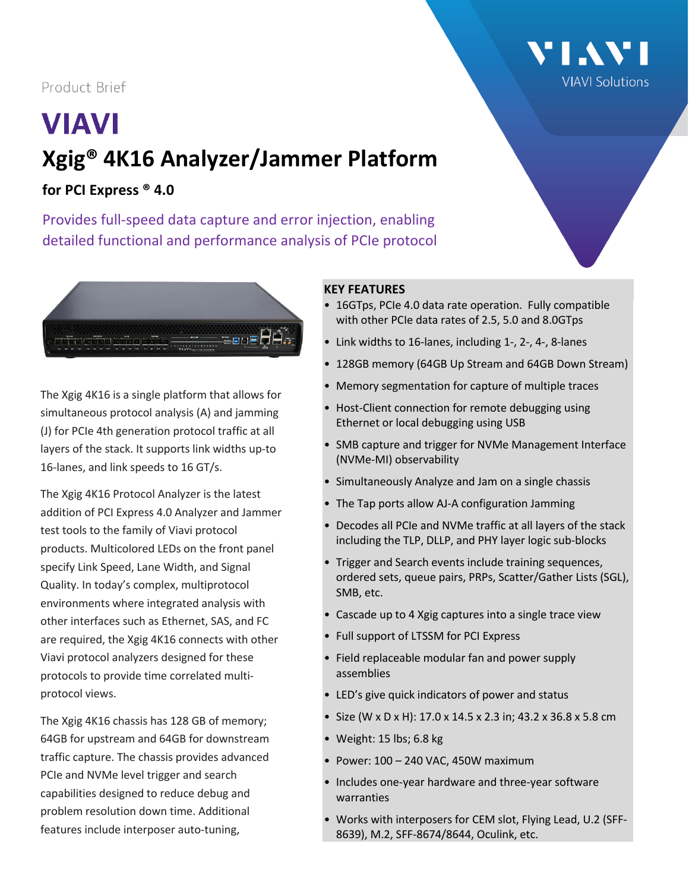Product Brief

# VIAVI

## Xgig® 4K16 Analyzer/Jammer Platform

### for PCI Express ® 4.0

Provides full-speed data capture and error injection, enabling detailed functional and performance analysis of PCIe protocol

The Xgig 4K16 is a single platform that allows for simultaneous protocol analysis (A) and jamming (J) for PCIe 4th generation protocol traffic at all layers of the stack. It supports link widths up-to 16-lanes, and link speeds to 16 GT/s.

The Xgig 4K16 Protocol Analyzer is the latest addition of PCI Express 4.0 Analyzer and Jammer test tools to the family of Viavi protocol products. Multicolored LEDs on the front panel specify Link Speed, Lane Width, and Signal Quality. In today's complex, multiprotocol environments where integrated analysis with other interfaces such as Ethernet, SAS, and FC are required, the Xgig 4K16 connects with other Viavi protocol analyzers designed for these protocols to provide time correlated multi-protocol views.

The Xgig 4K16 chassis has 128 GB of memory; 64GB for upstream and 64GB for downstream traffic capture. The chassis provides advanced PCIe and NVMe level trigger and search capabilities designed to reduce debug and problem resolution down time. Additional features include interposer auto-tuning,

**KEY FEATURES**

- 16GTps, PCIe 4.0 data rate operation. Fully compatible with other PCIe data rates of 2.5, 5.0 and 8.0GTps
- Link widths to 16-lanes, including 1-, 2-, 4-, 8-lanes
- 128GB memory (64GB Up Stream and 64GB Down Stream)
- Memory segmentation for capture of multiple traces
- Host-Client connection for remote debugging using Ethernet or local debugging using USB
- SMB capture and trigger for NVMe Management Interface (NVMe-MI) observability
- Simultaneously Analyze and Jam on a single chassis
- The Tap ports allow AJ-A configuration Jamming
- Decodes all PCIe and NVMe traffic at all layers of the stack including the TLP, DLLP, and PHY layer logic sub-blocks
- Trigger and Search events include training sequences, ordered sets, queue pairs, PRPs, Scatter/Gather Lists (SGL), SMB, etc.
- Cascade up to 4 Xgig captures into a single trace view
- Full support of LTSSM for PCI Express
- Field replaceable modular fan and power supply assemblies
- LED's give quick indicators of power and status
- Size (W x D x H): 17.0 x 14.5 x 2.3 in; 43.2 x 36.8 x 5.8 cm
- Weight: 15 lbs; 6.8 kg
- Power: 100 – 240 VAC, 450W maximum
- Includes one-year hardware and three-year software warranties
- Works with interposers for CEM slot, Flying Lead, U.2 (SFF-8639), M.2, SFF-8674/8644, Oculink, etc.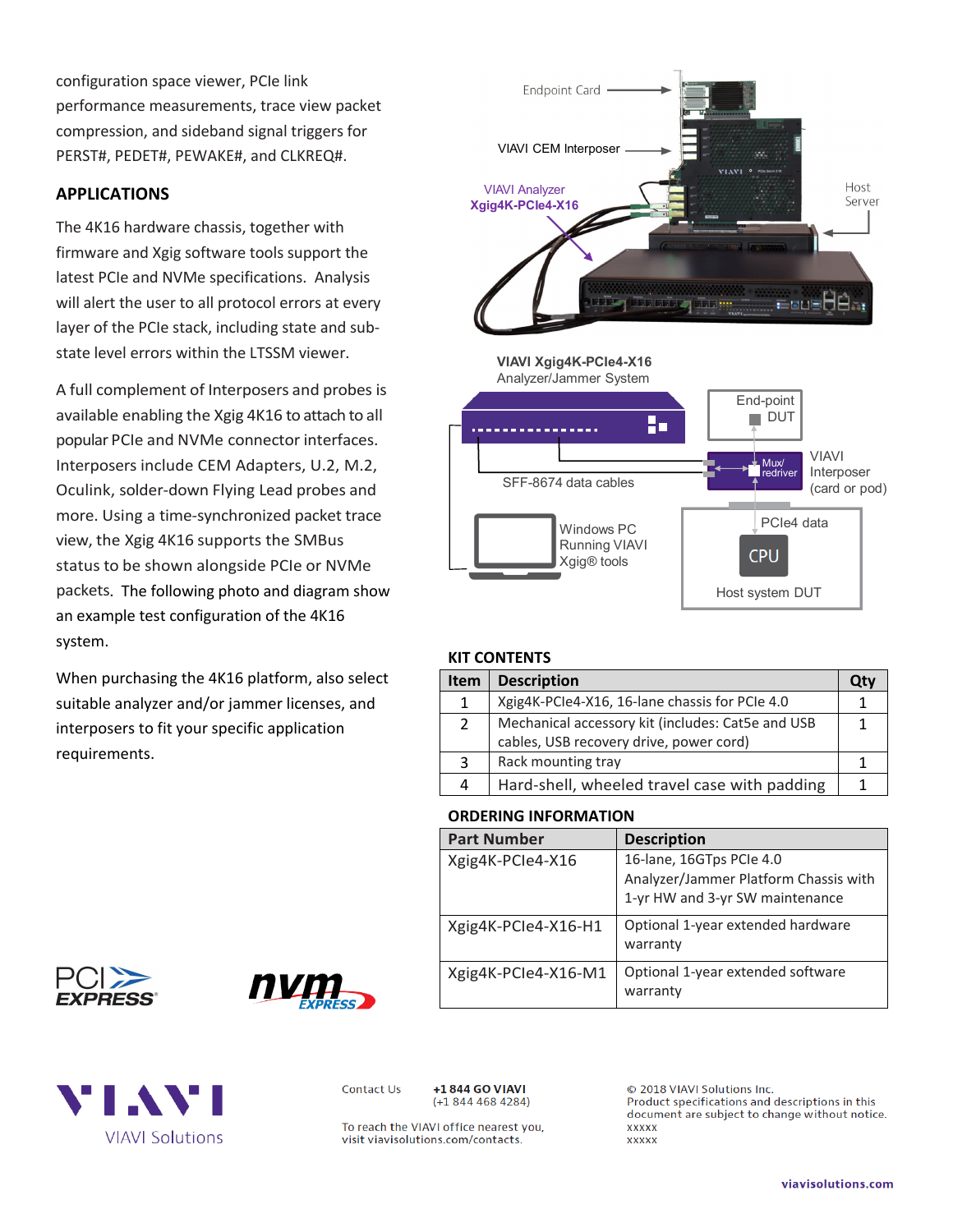configuration space viewer, PCIe link performance measurements, trace view packet compression, and sideband signal triggers for PERST#, PEDET#, PEWAKE#, and CLKREQ#.

## APPLICATIONS

The 4K16 hardware chassis, together with firmware and Xgig software tools support the latest PCIe and NVMe specifications. Analysis will alert the user to all protocol errors at every layer of the PCIe stack, including state and sub-state level errors within the LTSSM viewer.

A full complement of Interposers and probes is available enabling the Xgig 4K16 to attach to all popular PCIe and NVMe connector interfaces. Interposers include CEM Adapters, U.2, M.2, Oculink, solder-down Flying Lead probes and more. Using a time-synchronized packet trace view, the Xgig 4K16 supports the SMBus status to be shown alongside PCIe or NVMe packets. The following photo and diagram show an example test configuration of the 4K16 system.

When purchasing the 4K16 platform, also select suitable analyzer and/or jammer licenses, and interposers to fit your specific application requirements.

Endpoint Card

VIAVI CEM Interposer

VIAVI Analyzer
Xgig4K-PCIe4-X16

Host Server

VIAVI Xgig4K-PCIe4-X16
Analyzer/Jammer System

End-point DUT

SFF-8674 data cables

Mux/ redriver

VIAVI Interposer (card or pod)

Windows PC Running VIAVI Xgig® tools

PCIe4 data

CPU

Host system DUT

## KIT CONTENTS

| Item | Description | Qty |
|---|---|---|
| 1 | Xgig4K-PCIe4-X16, 16-lane chassis for PCIe 4.0 | 1 |
| 2 | Mechanical accessory kit (includes: Cat5e and USB cables, USB recovery drive, power cord) | 1 |
| 3 | Rack mounting tray | 1 |
| 4 | Hard-shell, wheeled travel case with padding | 1 |

## ORDERING INFORMATION

| Part Number | Description |
|---|---|
| Xgig4K-PCIe4-X16 | 16-lane, 16GTps PCIe 4.0 Analyzer/Jammer Platform Chassis with 1-yr HW and 3-yr SW maintenance |
| Xgig4K-PCIe4-X16-H1 | Optional 1-year extended hardware warranty |
| Xgig4K-PCIe4-X16-M1 | Optional 1-year extended software warranty |

VIAVI Solutions

Contact Us **+1 844 GO VIAVI**
(+1 844 468 4284)

To reach the VIAVI office nearest you, visit viavisolutions.com/contacts.

© 2018 VIAVI Solutions Inc.
Product specifications and descriptions in this document are subject to change without notice.
xxxxx
xxxxx

viavisolutions.com